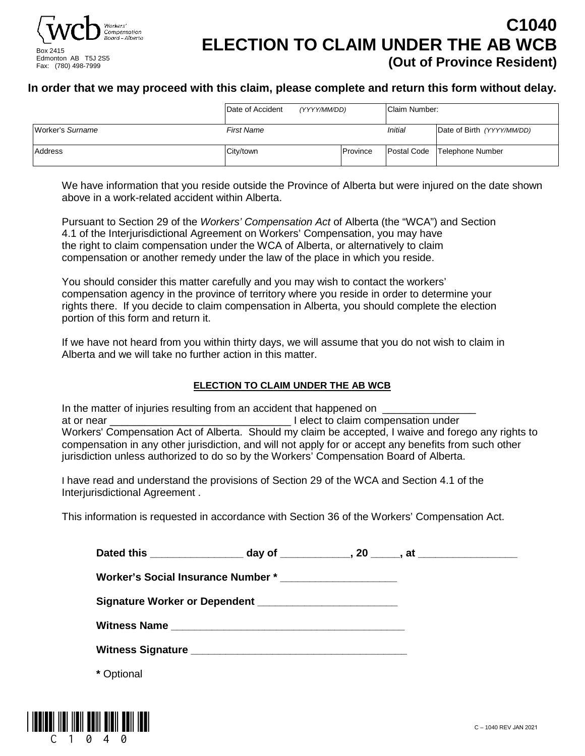wcb Workers' Compensation Board – Alberta

Box 2415
Edmonton AB T5J 2S5
Fax: (780) 498-7999

# C1040
# ELECTION TO CLAIM UNDER THE AB WCB
## (Out of Province Resident)

**In order that we may proceed with this claim, please complete and return this form without delay.**

| | Date of Accident *(YYYY/MM/DD)* | | Claim Number: | |
|---|---|---|---|---|
| Worker's *Surname* | *First Name* | | *Initial* | Date of Birth *(YYYY/MM/DD)* |
| Address | City/town | Province | Postal Code | Telephone Number |

We have information that you reside outside the Province of Alberta but were injured on the date shown above in a work-related accident within Alberta.

Pursuant to Section 29 of the *Workers' Compensation Act* of Alberta (the "WCA") and Section 4.1 of the Interjurisdictional Agreement on Workers' Compensation, you may have the right to claim compensation under the WCA of Alberta, or alternatively to claim compensation or another remedy under the law of the place in which you reside.

You should consider this matter carefully and you may wish to contact the workers' compensation agency in the province of territory where you reside in order to determine your rights there. If you decide to claim compensation in Alberta, you should complete the election portion of this form and return it.

If we have not heard from you within thirty days, we will assume that you do not wish to claim in Alberta and we will take no further action in this matter.

### ELECTION TO CLAIM UNDER THE AB WCB

In the matter of injuries resulting from an accident that happened on _______________ at or near ______________________________ I elect to claim compensation under Workers' Compensation Act of Alberta. Should my claim be accepted, I waive and forego any rights to compensation in any other jurisdiction, and will not apply for or accept any benefits from such other jurisdiction unless authorized to do so by the Workers' Compensation Board of Alberta.

I have read and understand the provisions of Section 29 of the WCA and Section 4.1 of the Interjurisdictional Agreement .

This information is requested in accordance with Section 36 of the Workers' Compensation Act.

**Dated this _______________ day of ___________, 20 _____, at ________________**

**Worker's Social Insurance Number \* ___________________**

**Signature Worker or Dependent _______________________**

**Witness Name ________________________________________**

**Witness Signature ____________________________________**

**\*** Optional

C 1 0 4 0

C – 1040 REV JAN 2021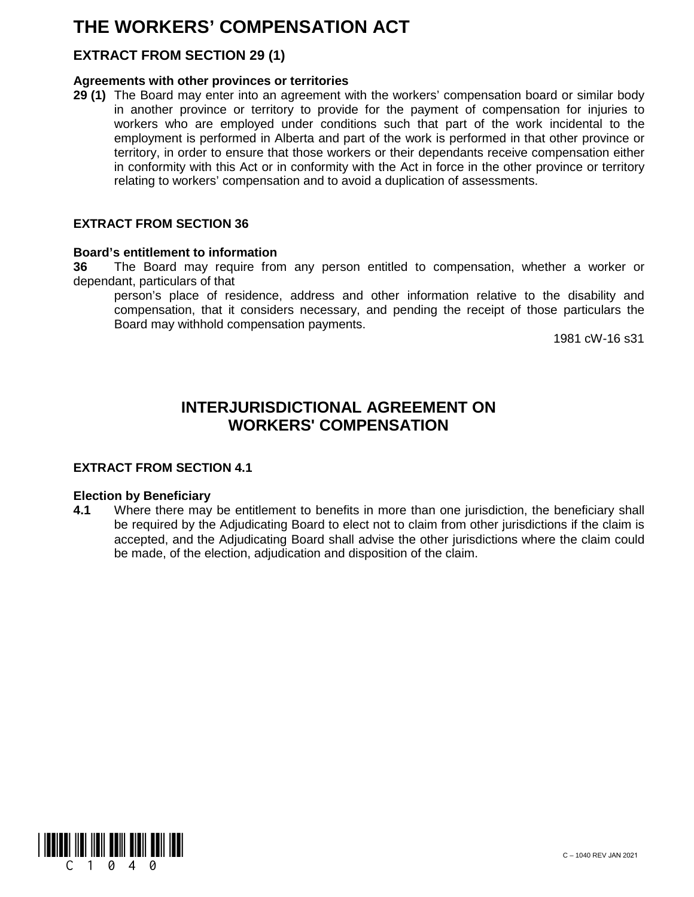# THE WORKERS' COMPENSATION ACT

## EXTRACT FROM SECTION 29 (1)

**Agreements with other provinces or territories**

**29 (1)** The Board may enter into an agreement with the workers' compensation board or similar body in another province or territory to provide for the payment of compensation for injuries to workers who are employed under conditions such that part of the work incidental to the employment is performed in Alberta and part of the work is performed in that other province or territory, in order to ensure that those workers or their dependants receive compensation either in conformity with this Act or in conformity with the Act in force in the other province or territory relating to workers' compensation and to avoid a duplication of assessments.

## EXTRACT FROM SECTION 36

**Board's entitlement to information**

**36** The Board may require from any person entitled to compensation, whether a worker or dependant, particulars of that person's place of residence, address and other information relative to the disability and compensation, that it considers necessary, and pending the receipt of those particulars the Board may withhold compensation payments.

1981 cW-16 s31

# INTERJURISDICTIONAL AGREEMENT ON WORKERS' COMPENSATION

## EXTRACT FROM SECTION 4.1

**Election by Beneficiary**

**4.1** Where there may be entitlement to benefits in more than one jurisdiction, the beneficiary shall be required by the Adjudicating Board to elect not to claim from other jurisdictions if the claim is accepted, and the Adjudicating Board shall advise the other jurisdictions where the claim could be made, of the election, adjudication and disposition of the claim.

C 1 0 4 0

C – 1040 REV JAN 2021